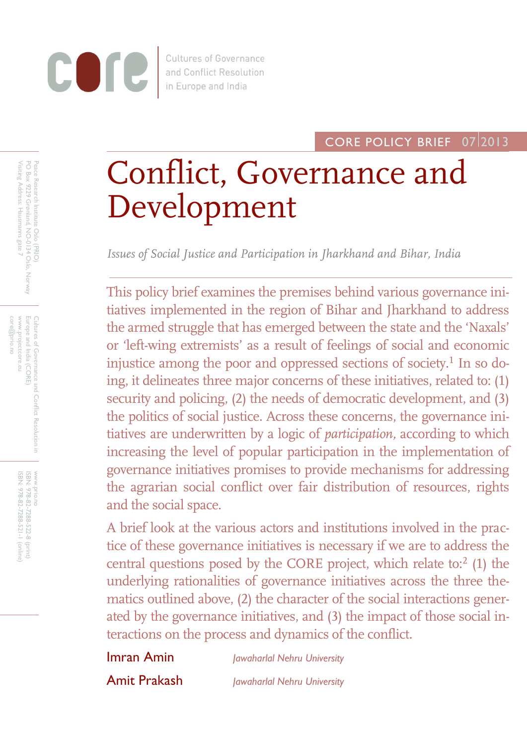core

Cultures of Governance and Conflict Resolution in Europe and India

CORE POLICY BRIEF 07|2013

# Conflict, Governance and Development

*Issues of Social Justice and Participation in Jharkhand and Bihar, India*

This policy brief examines the premises behind various governance initiatives implemented in the region of Bihar and Jharkhand to address the armed struggle that has emerged between the state and the 'Naxals' or 'left-wing extremists' as a result of feelings of social and economic injustice among the poor and oppressed sections of society.[1] In so doing, it delineates three major concerns of these initiatives, related to: (1) security and policing, (2) the needs of democratic development, and (3) the politics of social justice. Across these concerns, the governance initiatives are underwritten by a logic of *participation*, according to which increasing the level of popular participation in the implementation of governance initiatives promises to provide mechanisms for addressing the agrarian social conflict over fair distribution of resources, rights and the social space.

A brief look at the various actors and institutions involved in the practice of these governance initiatives is necessary if we are to address the central questions posed by the CORE project, which relate to:[2] (1) the underlying rationalities of governance initiatives across the three thematics outlined above, (2) the character of the social interactions generated by the governance initiatives, and (3) the impact of those social interactions on the process and dynamics of the conflict.

Imran Amin — *Jawaharlal Nehru University*

Amit Prakash — *Jawaharlal Nehru University*

Peace Research Institute Oslo (PRIO)
PO Box 9229 Grønland, NO-0134 Oslo, Norway
Visiting Address: Hausmanns gate 7

Cultures of Governance and Conflict Resolution in Europe and India (CORE)
www.projectcore.eu
core@prio.no

www.prio.no
ISBN: 978-82-7288-522-8 (print)
ISBN: 978-82-7288-521-1 (online)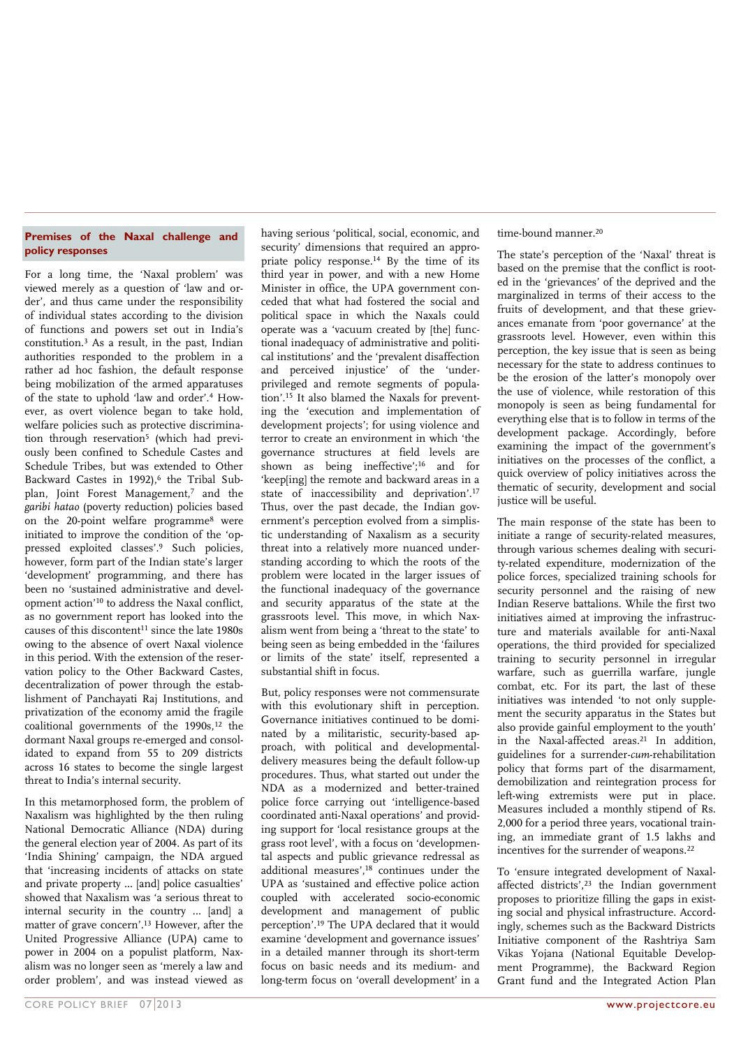## Premises of the Naxal challenge and policy responses

For a long time, the 'Naxal problem' was viewed merely as a question of 'law and order', and thus came under the responsibility of individual states according to the division of functions and powers set out in India's constitution.[3] As a result, in the past, Indian authorities responded to the problem in a rather ad hoc fashion, the default response being mobilization of the armed apparatuses of the state to uphold 'law and order'.[4] However, as overt violence began to take hold, welfare policies such as protective discrimination through reservation[5] (which had previously been confined to Schedule Castes and Schedule Tribes, but was extended to Other Backward Castes in 1992),[6] the Tribal Sub-plan, Joint Forest Management,[7] and the *garibi hatao* (poverty reduction) policies based on the 20-point welfare programme[8] were initiated to improve the condition of the 'oppressed exploited classes'.[9] Such policies, however, form part of the Indian state's larger 'development' programming, and there has been no 'sustained administrative and development action'[10] to address the Naxal conflict, as no government report has looked into the causes of this discontent[11] since the late 1980s owing to the absence of overt Naxal violence in this period. With the extension of the reservation policy to the Other Backward Castes, decentralization of power through the establishment of Panchayati Raj Institutions, and privatization of the economy amid the fragile coalitional governments of the 1990s,[12] the dormant Naxal groups re-emerged and consolidated to expand from 55 to 209 districts across 16 states to become the single largest threat to India's internal security.

In this metamorphosed form, the problem of Naxalism was highlighted by the then ruling National Democratic Alliance (NDA) during the general election year of 2004. As part of its 'India Shining' campaign, the NDA argued that 'increasing incidents of attacks on state and private property ... [and] police casualties' showed that Naxalism was 'a serious threat to internal security in the country ... [and] a matter of grave concern'.[13] However, after the United Progressive Alliance (UPA) came to power in 2004 on a populist platform, Naxalism was no longer seen as 'merely a law and order problem', and was instead viewed as having serious 'political, social, economic, and security' dimensions that required an appropriate policy response.[14] By the time of its third year in power, and with a new Home Minister in office, the UPA government conceded that what had fostered the social and political space in which the Naxals could operate was a 'vacuum created by [the] functional inadequacy of administrative and political institutions' and the 'prevalent disaffection and perceived injustice' of the 'underprivileged and remote segments of population'.[15] It also blamed the Naxals for preventing the 'execution and implementation of development projects'; for using violence and terror to create an environment in which 'the governance structures at field levels are shown as being ineffective';[16] and for 'keep[ing] the remote and backward areas in a state of inaccessibility and deprivation'.[17] Thus, over the past decade, the Indian government's perception evolved from a simplistic understanding of Naxalism as a security threat into a relatively more nuanced understanding according to which the roots of the problem were located in the larger issues of the functional inadequacy of the governance and security apparatus of the state at the grassroots level. This move, in which Naxalism went from being a 'threat to the state' to being seen as being embedded in the 'failures or limits of the state' itself, represented a substantial shift in focus.

But, policy responses were not commensurate with this evolutionary shift in perception. Governance initiatives continued to be dominated by a militaristic, security-based approach, with political and developmental-delivery measures being the default follow-up procedures. Thus, what started out under the NDA as a modernized and better-trained police force carrying out 'intelligence-based coordinated anti-Naxal operations' and providing support for 'local resistance groups at the grass root level', with a focus on 'developmental aspects and public grievance redressal as additional measures',[18] continues under the UPA as 'sustained and effective police action coupled with accelerated socio-economic development and management of public perception'.[19] The UPA declared that it would examine 'development and governance issues' in a detailed manner through its short-term focus on basic needs and its medium- and long-term focus on 'overall development' in a time-bound manner.[20]

The state's perception of the 'Naxal' threat is based on the premise that the conflict is rooted in the 'grievances' of the deprived and the marginalized in terms of their access to the fruits of development, and that these grievances emanate from 'poor governance' at the grassroots level. However, even within this perception, the key issue that is seen as being necessary for the state to address continues to be the erosion of the latter's monopoly over the use of violence, while restoration of this monopoly is seen as being fundamental for everything else that is to follow in terms of the development package. Accordingly, before examining the impact of the government's initiatives on the processes of the conflict, a quick overview of policy initiatives across the thematic of security, development and social justice will be useful.

The main response of the state has been to initiate a range of security-related measures, through various schemes dealing with security-related expenditure, modernization of the police forces, specialized training schools for security personnel and the raising of new Indian Reserve battalions. While the first two initiatives aimed at improving the infrastructure and materials available for anti-Naxal operations, the third provided for specialized training to security personnel in irregular warfare, such as guerrilla warfare, jungle combat, etc. For its part, the last of these initiatives was intended 'to not only supplement the security apparatus in the States but also provide gainful employment to the youth' in the Naxal-affected areas.[21] In addition, guidelines for a surrender-*cum*-rehabilitation policy that forms part of the disarmament, demobilization and reintegration process for left-wing extremists were put in place. Measures included a monthly stipend of Rs. 2,000 for a period three years, vocational training, an immediate grant of 1.5 lakhs and incentives for the surrender of weapons.[22]

To 'ensure integrated development of Naxal-affected districts',[23] the Indian government proposes to prioritize filling the gaps in existing social and physical infrastructure. Accordingly, schemes such as the Backward Districts Initiative component of the Rashtriya Sam Vikas Yojana (National Equitable Development Programme), the Backward Region Grant fund and the Integrated Action Plan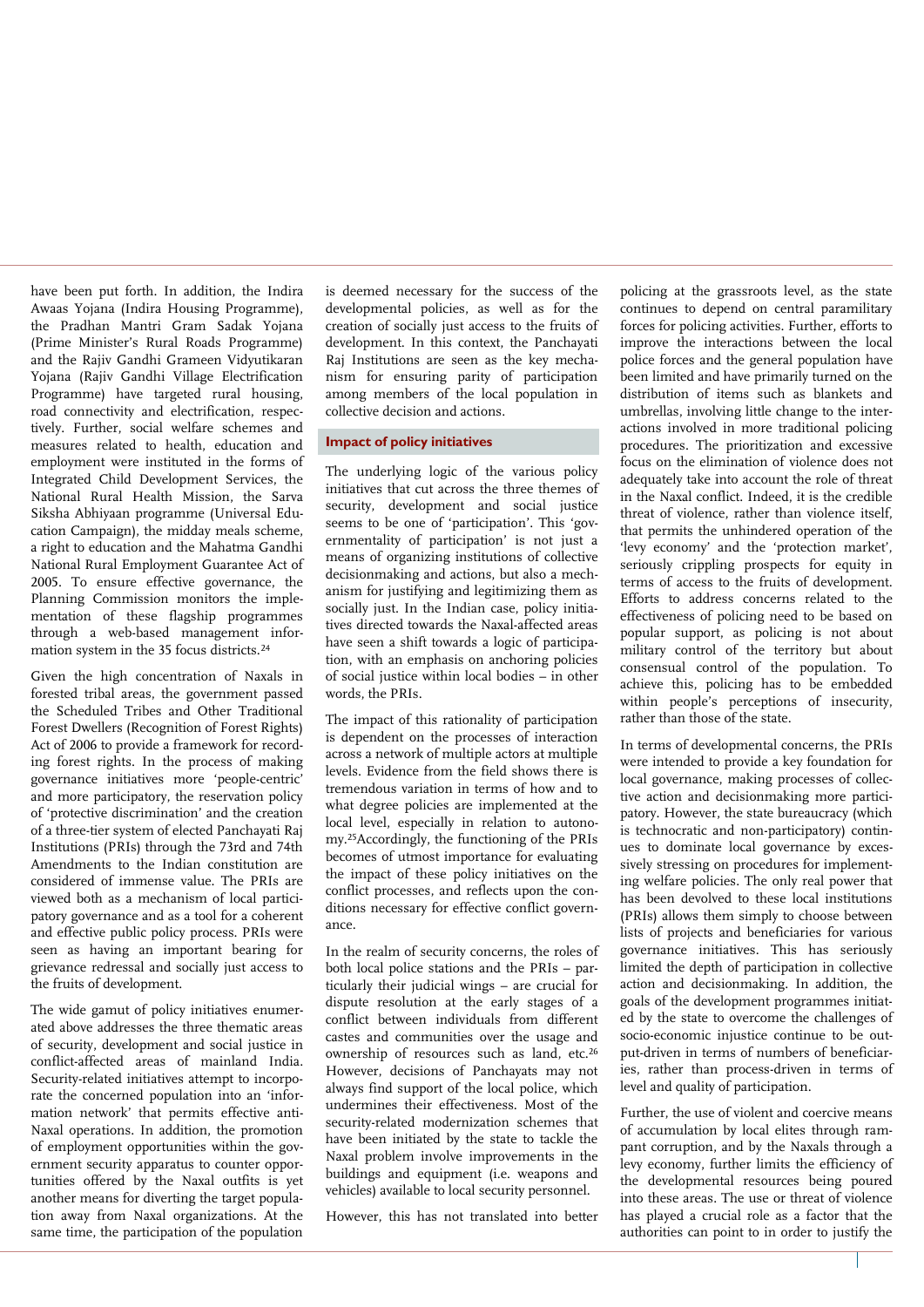have been put forth. In addition, the Indira Awaas Yojana (Indira Housing Programme), the Pradhan Mantri Gram Sadak Yojana (Prime Minister's Rural Roads Programme) and the Rajiv Gandhi Grameen Vidyutikaran Yojana (Rajiv Gandhi Village Electrification Programme) have targeted rural housing, road connectivity and electrification, respectively. Further, social welfare schemes and measures related to health, education and employment were instituted in the forms of Integrated Child Development Services, the National Rural Health Mission, the Sarva Siksha Abhiyaan programme (Universal Education Campaign), the midday meals scheme, a right to education and the Mahatma Gandhi National Rural Employment Guarantee Act of 2005. To ensure effective governance, the Planning Commission monitors the implementation of these flagship programmes through a web-based management information system in the 35 focus districts.[24]

Given the high concentration of Naxals in forested tribal areas, the government passed the Scheduled Tribes and Other Traditional Forest Dwellers (Recognition of Forest Rights) Act of 2006 to provide a framework for recording forest rights. In the process of making governance initiatives more 'people-centric' and more participatory, the reservation policy of 'protective discrimination' and the creation of a three-tier system of elected Panchayati Raj Institutions (PRIs) through the 73rd and 74th Amendments to the Indian constitution are considered of immense value. The PRIs are viewed both as a mechanism of local participatory governance and as a tool for a coherent and effective public policy process. PRIs were seen as having an important bearing for grievance redressal and socially just access to the fruits of development.

The wide gamut of policy initiatives enumerated above addresses the three thematic areas of security, development and social justice in conflict-affected areas of mainland India. Security-related initiatives attempt to incorporate the concerned population into an 'information network' that permits effective anti-Naxal operations. In addition, the promotion of employment opportunities within the government security apparatus to counter opportunities offered by the Naxal outfits is yet another means for diverting the target population away from Naxal organizations. At the same time, the participation of the population is deemed necessary for the success of the developmental policies, as well as for the creation of socially just access to the fruits of development. In this context, the Panchayati Raj Institutions are seen as the key mechanism for ensuring parity of participation among members of the local population in collective decision and actions.

## Impact of policy initiatives

The underlying logic of the various policy initiatives that cut across the three themes of security, development and social justice seems to be one of 'participation'. This 'governmentality of participation' is not just a means of organizing institutions of collective decisionmaking and actions, but also a mechanism for justifying and legitimizing them as socially just. In the Indian case, policy initiatives directed towards the Naxal-affected areas have seen a shift towards a logic of participation, with an emphasis on anchoring policies of social justice within local bodies – in other words, the PRIs.

The impact of this rationality of participation is dependent on the processes of interaction across a network of multiple actors at multiple levels. Evidence from the field shows there is tremendous variation in terms of how and to what degree policies are implemented at the local level, especially in relation to autonomy.[25] Accordingly, the functioning of the PRIs becomes of utmost importance for evaluating the impact of these policy initiatives on the conflict processes, and reflects upon the conditions necessary for effective conflict governance.

In the realm of security concerns, the roles of both local police stations and the PRIs – particularly their judicial wings – are crucial for dispute resolution at the early stages of a conflict between individuals from different castes and communities over the usage and ownership of resources such as land, etc.[26] However, decisions of Panchayats may not always find support of the local police, which undermines their effectiveness. Most of the security-related modernization schemes that have been initiated by the state to tackle the Naxal problem involve improvements in the buildings and equipment (i.e. weapons and vehicles) available to local security personnel.

However, this has not translated into better policing at the grassroots level, as the state continues to depend on central paramilitary forces for policing activities. Further, efforts to improve the interactions between the local police forces and the general population have been limited and have primarily turned on the distribution of items such as blankets and umbrellas, involving little change to the interactions involved in more traditional policing procedures. The prioritization and excessive focus on the elimination of violence does not adequately take into account the role of threat in the Naxal conflict. Indeed, it is the credible threat of violence, rather than violence itself, that permits the unhindered operation of the 'levy economy' and the 'protection market', seriously crippling prospects for equity in terms of access to the fruits of development. Efforts to address concerns related to the effectiveness of policing need to be based on popular support, as policing is not about military control of the territory but about consensual control of the population. To achieve this, policing has to be embedded within people's perceptions of insecurity, rather than those of the state.

In terms of developmental concerns, the PRIs were intended to provide a key foundation for local governance, making processes of collective action and decisionmaking more participatory. However, the state bureaucracy (which is technocratic and non-participatory) continues to dominate local governance by excessively stressing on procedures for implementing welfare policies. The only real power that has been devolved to these local institutions (PRIs) allows them simply to choose between lists of projects and beneficiaries for various governance initiatives. This has seriously limited the depth of participation in collective action and decisionmaking. In addition, the goals of the development programmes initiated by the state to overcome the challenges of socio-economic injustice continue to be output-driven in terms of numbers of beneficiaries, rather than process-driven in terms of level and quality of participation.

Further, the use of violent and coercive means of accumulation by local elites through rampant corruption, and by the Naxals through a levy economy, further limits the efficiency of the developmental resources being poured into these areas. The use or threat of violence has played a crucial role as a factor that the authorities can point to in order to justify the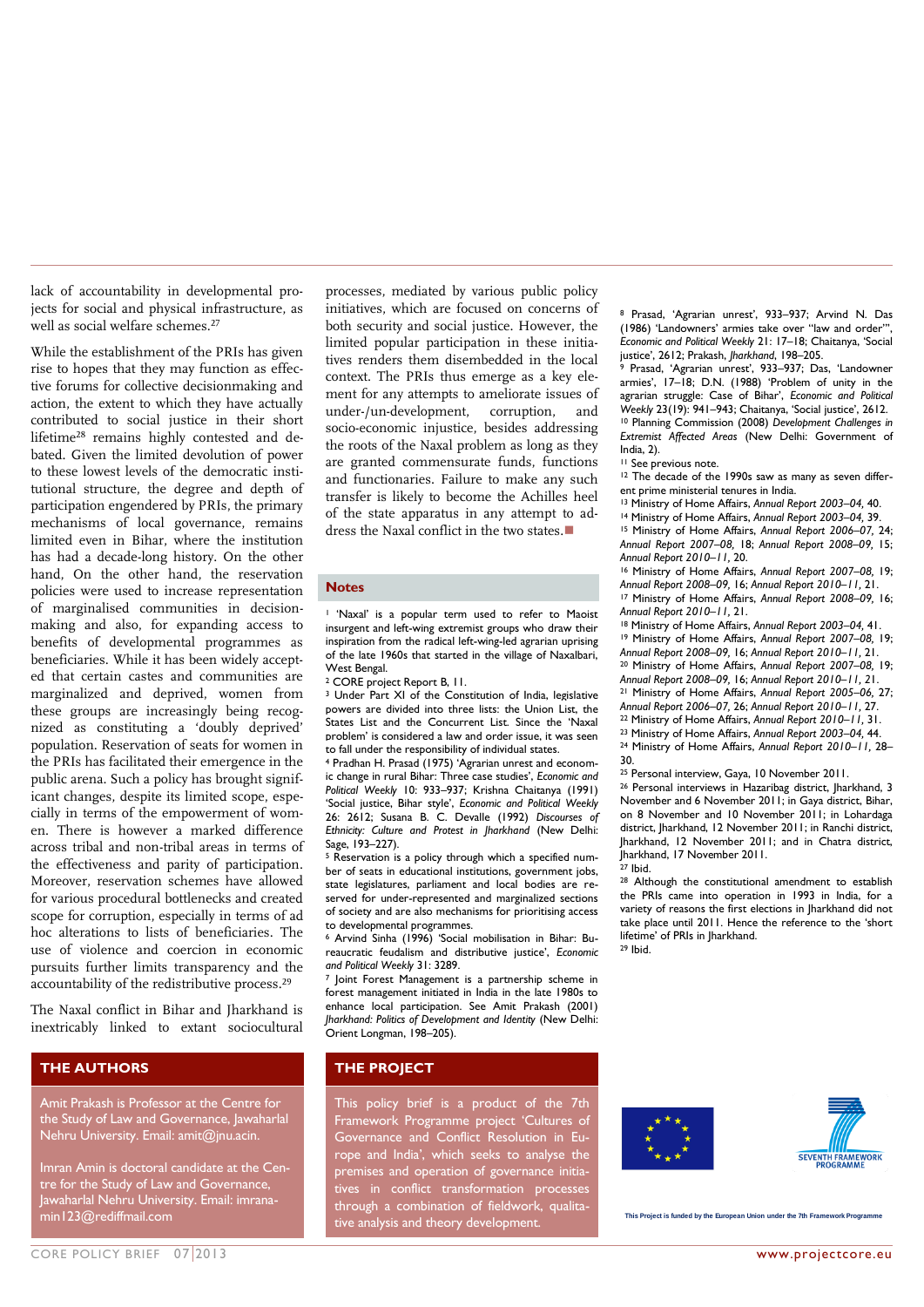lack of accountability in developmental projects for social and physical infrastructure, as well as social welfare schemes.[27]

While the establishment of the PRIs has given rise to hopes that they may function as effective forums for collective decisionmaking and action, the extent to which they have actually contributed to social justice in their short lifetime[28] remains highly contested and debated. Given the limited devolution of power to these lowest levels of the democratic institutional structure, the degree and depth of participation engendered by PRIs, the primary mechanisms of local governance, remains limited even in Bihar, where the institution has had a decade-long history. On the other hand, On the other hand, the reservation policies were used to increase representation of marginalised communities in decision-making and also, for expanding access to benefits of developmental programmes as beneficiaries. While it has been widely accepted that certain castes and communities are marginalized and deprived, women from these groups are increasingly being recognized as constituting a 'doubly deprived' population. Reservation of seats for women in the PRIs has facilitated their emergence in the public arena. Such a policy has brought significant changes, despite its limited scope, especially in terms of the empowerment of women. There is however a marked difference across tribal and non-tribal areas in terms of the effectiveness and parity of participation. Moreover, reservation schemes have allowed for various procedural bottlenecks and created scope for corruption, especially in terms of ad hoc alterations to lists of beneficiaries. The use of violence and coercion in economic pursuits further limits transparency and the accountability of the redistributive process.[29]

The Naxal conflict in Bihar and Jharkhand is inextricably linked to extant sociocultural processes, mediated by various public policy initiatives, which are focused on concerns of both security and social justice. However, the limited popular participation in these initiatives renders them disembedded in the local context. The PRIs thus emerge as a key element for any attempt to ameliorate issues of under-/un-development, corruption, and socio-economic injustice, besides addressing the roots of the Naxal problem as long as they are granted commensurate funds, functions and functionaries. Failure to make any such transfer is likely to become the Achilles heel of the state apparatus in any attempt to address the Naxal conflict in the two states. ■

## Notes

1 'Naxal' is a popular term used to refer to Maoist insurgent and left-wing extremist groups who draw their inspiration from the radical left-wing-led agrarian uprising of the late 1960s that started in the village of Naxalbari, West Bengal.

2 CORE project Report B, 11.

3 Under Part XI of the Constitution of India, legislative powers are divided into three lists: the Union List, the States List and the Concurrent List. Since the 'Naxal problem' is considered a law and order issue, it was seen to fall under the responsibility of individual states.

4 Pradhan H. Prasad (1975) 'Agrarian unrest and economic change in rural Bihar: Three case studies', *Economic and Political Weekly* 10: 933–937; Krishna Chaitanya (1991) 'Social justice, Bihar style', *Economic and Political Weekly* 26: 2612; Susana B. C. Devalle (1992) *Discourses of Ethnicity: Culture and Protest in Jharkhand* (New Delhi: Sage, 193–227).

5 Reservation is a policy through which a specified number of seats in educational institutions, government jobs, state legislatures, parliament and local bodies are reserved for under-represented and marginalized sections of society and are also mechanisms for prioritising access to developmental programmes.

6 Arvind Sinha (1996) 'Social mobilisation in Bihar: Bureaucratic feudalism and distributive justice', *Economic and Political Weekly* 31: 3289.

7 Joint Forest Management is a partnership scheme in forest management initiated in India in the late 1980s to enhance local participation. See Amit Prakash (2001) *Jharkhand: Politics of Development and Identity* (New Delhi: Orient Longman, 198–205).

8 Prasad, 'Agrarian unrest', 933–937; Arvind N. Das (1986) 'Landowners' armies take over "law and order"', *Economic and Political Weekly* 21: 17–18; Chaitanya, 'Social justice', 2612; Prakash, *Jharkhand*, 198–205.

9 Prasad, 'Agrarian unrest', 933–937; Das, 'Landowner armies', 17–18; D.N. (1988) 'Problem of unity in the agrarian struggle: Case of Bihar', *Economic and Political Weekly* 23(19): 941–943; Chaitanya, 'Social justice', 2612.

10 Planning Commission (2008) *Development Challenges in Extremist Affected Areas* (New Delhi: Government of India, 2).

11 See previous note.

12 The decade of the 1990s saw as many as seven different prime ministerial tenures in India.

13 Ministry of Home Affairs, *Annual Report 2003–04*, 40.

14 Ministry of Home Affairs, *Annual Report 2003–04*, 39.

15 Ministry of Home Affairs, *Annual Report 2006–07*, 24; *Annual Report 2007–08*, 18; *Annual Report 2008–09*, 15; *Annual Report 2010–11*, 20.

16 Ministry of Home Affairs, *Annual Report 2007–08*, 19; *Annual Report 2008–09*, 16; *Annual Report 2010–11*, 21.

17 Ministry of Home Affairs, *Annual Report 2008–09*, 16; *Annual Report 2010–11*, 21.

18 Ministry of Home Affairs, *Annual Report 2003–04*, 41.

19 Ministry of Home Affairs, *Annual Report 2007–08*, 19; *Annual Report 2008–09*, 16; *Annual Report 2010–11*, 21.

20 Ministry of Home Affairs, *Annual Report 2007–08*, 19; *Annual Report 2008–09*, 16; *Annual Report 2010–11*, 21.

21 Ministry of Home Affairs, *Annual Report 2005–06*, 27; *Annual Report 2006–07*, 26; *Annual Report 2010–11*, 27.

22 Ministry of Home Affairs, *Annual Report 2010–11*, 31.

23 Ministry of Home Affairs, *Annual Report 2003–04*, 44.

24 Ministry of Home Affairs, *Annual Report 2010–11*, 28–30.

25 Personal interview, Gaya, 10 November 2011.

26 Personal interviews in Hazaribag district, Jharkhand, 3 November and 6 November 2011; in Gaya district, Bihar, on 8 November and 10 November 2011; in Lohardaga district, Jharkhand, 12 November 2011; in Ranchi district, Jharkhand, 12 November 2011; and in Chatra district, Jharkhand, 17 November 2011.

27 Ibid.

28 Although the constitutional amendment to establish the PRIs came into operation in 1993 in India, for a variety of reasons the first elections in Jharkhand did not take place until 2011. Hence the reference to the 'short lifetime' of PRIs in Jharkhand.

29 Ibid.

## THE AUTHORS

Amit Prakash is Professor at the Centre for the Study of Law and Governance, Jawaharlal Nehru University. Email: amit@jnu.ac.in.

Imran Amin is doctoral candidate at the Centre for the Study of Law and Governance, Jawaharlal Nehru University. Email: imranamin123@rediffmail.com

## THE PROJECT

This policy brief is a product of the 7th Framework Programme project 'Cultures of Governance and Conflict Resolution in Europe and India', which seeks to analyse the premises and operation of governance initiatives in conflict transformation processes through a combination of fieldwork, qualitative analysis and theory development.

SEVENTH FRAMEWORK PROGRAMME

This Project is funded by the European Union under the 7th Framework Programme